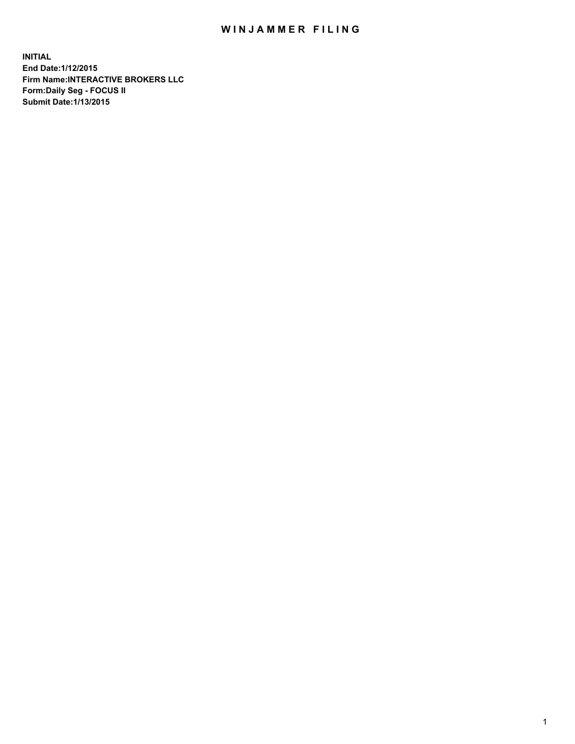# WINJAMMER FILING

**INITIAL**
**End Date:1/12/2015**
**Firm Name:INTERACTIVE BROKERS LLC**
**Form:Daily Seg - FOCUS II**
**Submit Date:1/13/2015**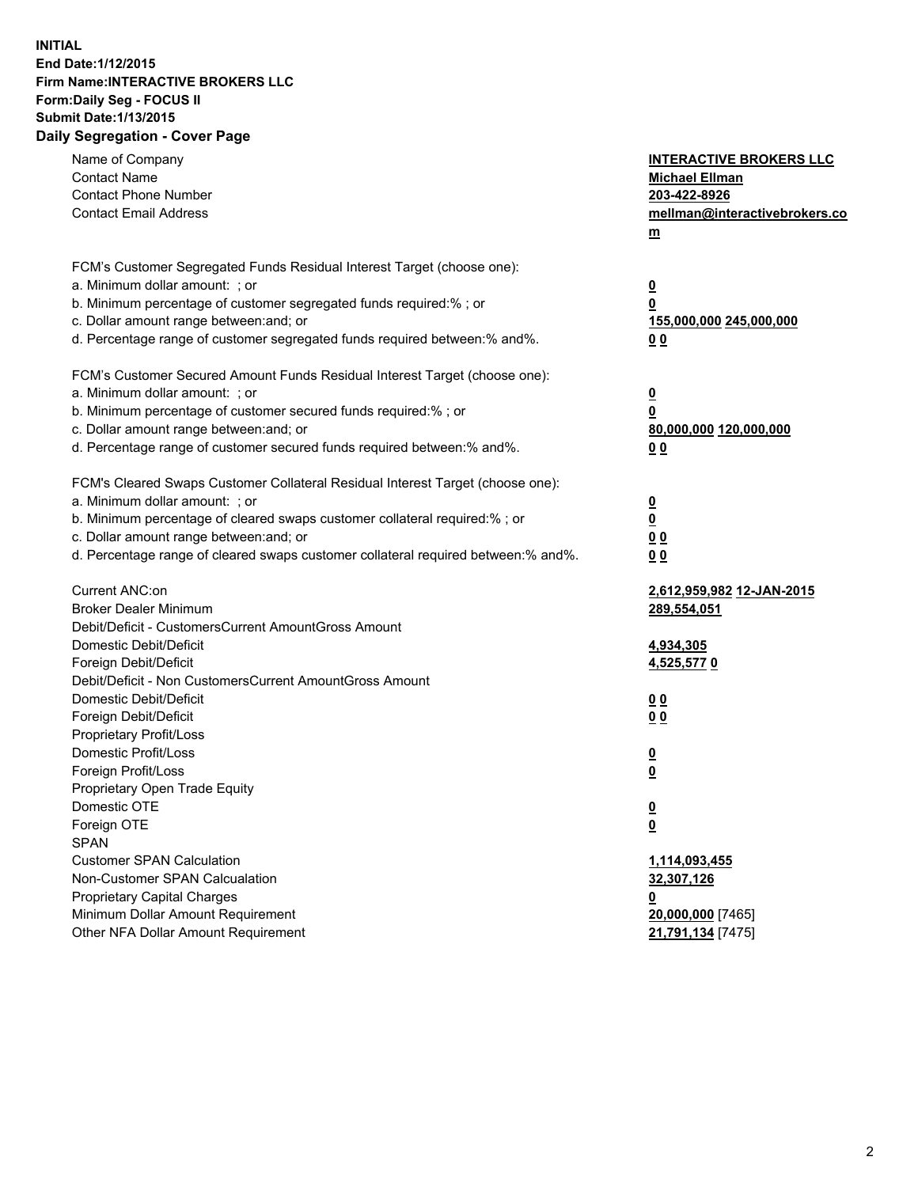**INITIAL**
**End Date:1/12/2015**
**Firm Name:INTERACTIVE BROKERS LLC**
**Form:Daily Seg - FOCUS II**
**Submit Date:1/13/2015**
**Daily Segregation - Cover Page**

| | |
|---|---|
| Name of Company | **INTERACTIVE BROKERS LLC** |
| Contact Name | **Michael Ellman** |
| Contact Phone Number | **203-422-8926** |
| Contact Email Address | **mellman@interactivebrokers.com** |
| | |
| FCM's Customer Segregated Funds Residual Interest Target (choose one): | |
| a. Minimum dollar amount: ; or | **0** |
| b. Minimum percentage of customer segregated funds required:% ; or | **0** |
| c. Dollar amount range between:and; or | **155,000,000 245,000,000** |
| d. Percentage range of customer segregated funds required between:% and%. | **0 0** |
| | |
| FCM's Customer Secured Amount Funds Residual Interest Target (choose one): | |
| a. Minimum dollar amount: ; or | **0** |
| b. Minimum percentage of customer secured funds required:% ; or | **0** |
| c. Dollar amount range between:and; or | **80,000,000 120,000,000** |
| d. Percentage range of customer secured funds required between:% and%. | **0 0** |
| | |
| FCM's Cleared Swaps Customer Collateral Residual Interest Target (choose one): | |
| a. Minimum dollar amount: ; or | **0** |
| b. Minimum percentage of cleared swaps customer collateral required:% ; or | **0** |
| c. Dollar amount range between:and; or | **0 0** |
| d. Percentage range of cleared swaps customer collateral required between:% and%. | **0 0** |
| | |
| Current ANC:on | **2,612,959,982 12-JAN-2015** |
| Broker Dealer Minimum | **289,554,051** |
| Debit/Deficit - CustomersCurrent AmountGross Amount | |
| Domestic Debit/Deficit | **4,934,305** |
| Foreign Debit/Deficit | **4,525,577 0** |
| Debit/Deficit - Non CustomersCurrent AmountGross Amount | |
| Domestic Debit/Deficit | **0 0** |
| Foreign Debit/Deficit | **0 0** |
| Proprietary Profit/Loss | |
| Domestic Profit/Loss | **0** |
| Foreign Profit/Loss | **0** |
| Proprietary Open Trade Equity | |
| Domestic OTE | **0** |
| Foreign OTE | **0** |
| SPAN | |
| Customer SPAN Calculation | **1,114,093,455** |
| Non-Customer SPAN Calcualation | **32,307,126** |
| Proprietary Capital Charges | **0** |
| Minimum Dollar Amount Requirement | **20,000,000** [7465] |
| Other NFA Dollar Amount Requirement | **21,791,134** [7475] |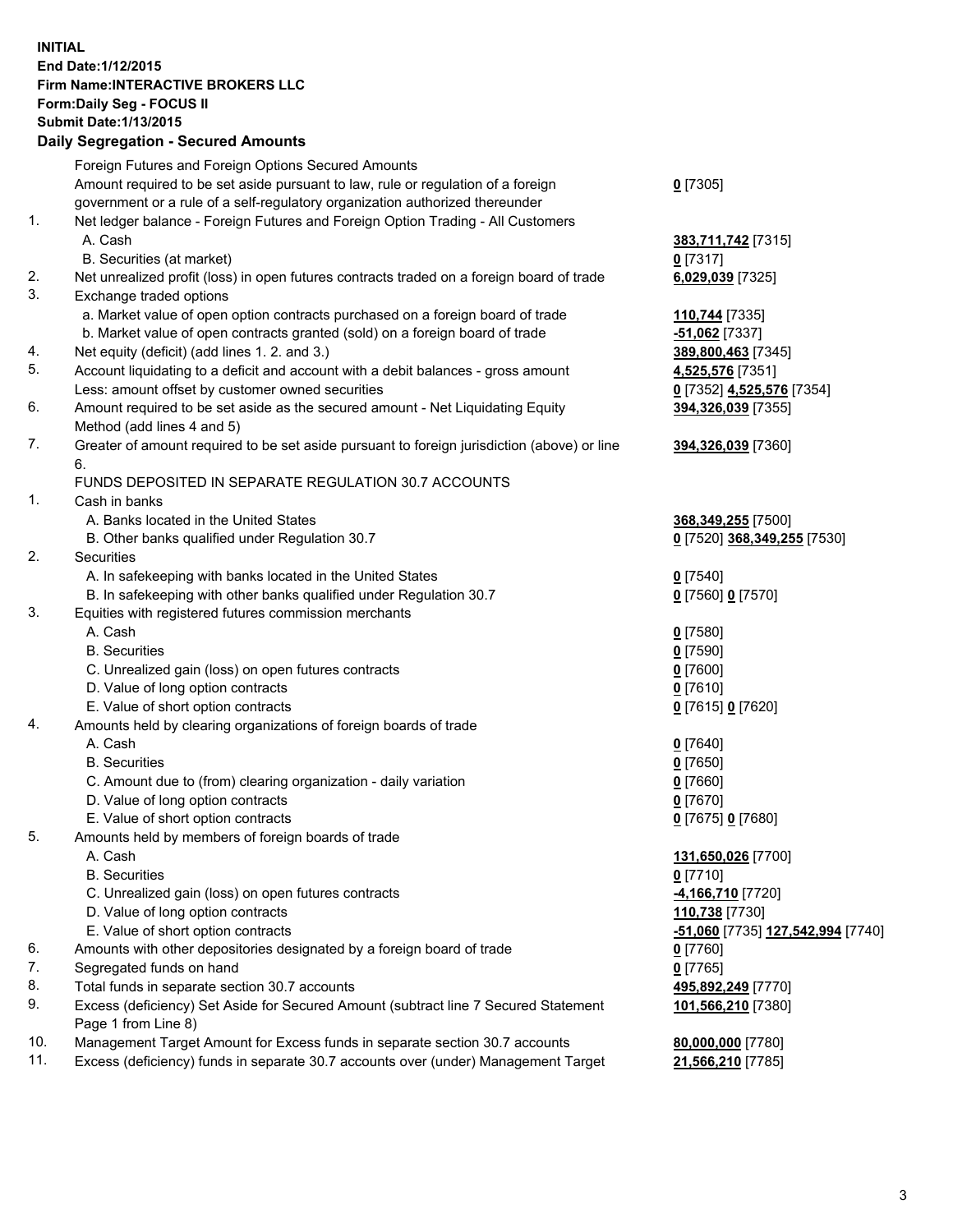**INITIAL**
**End Date:1/12/2015**
**Firm Name:INTERACTIVE BROKERS LLC**
**Form:Daily Seg - FOCUS II**
**Submit Date:1/13/2015**
**Daily Segregation - Secured Amounts**

| | | |
|---|---|---|
| | Foreign Futures and Foreign Options Secured Amounts | |
| | Amount required to be set aside pursuant to law, rule or regulation of a foreign government or a rule of a self-regulatory organization authorized thereunder | **0** [7305] |
| 1. | Net ledger balance - Foreign Futures and Foreign Option Trading - All Customers | |
| | A. Cash | **383,711,742** [7315] |
| | B. Securities (at market) | **0** [7317] |
| 2. | Net unrealized profit (loss) in open futures contracts traded on a foreign board of trade | **6,029,039** [7325] |
| 3. | Exchange traded options | |
| | a. Market value of open option contracts purchased on a foreign board of trade | **110,744** [7335] |
| | b. Market value of open contracts granted (sold) on a foreign board of trade | **-51,062** [7337] |
| 4. | Net equity (deficit) (add lines 1. 2. and 3.) | **389,800,463** [7345] |
| 5. | Account liquidating to a deficit and account with a debit balances - gross amount | **4,525,576** [7351] |
| | Less: amount offset by customer owned securities | **0** [7352] **4,525,576** [7354] |
| 6. | Amount required to be set aside as the secured amount - Net Liquidating Equity Method (add lines 4 and 5) | **394,326,039** [7355] |
| 7. | Greater of amount required to be set aside pursuant to foreign jurisdiction (above) or line 6. | **394,326,039** [7360] |
| | FUNDS DEPOSITED IN SEPARATE REGULATION 30.7 ACCOUNTS | |
| 1. | Cash in banks | |
| | A. Banks located in the United States | **368,349,255** [7500] |
| | B. Other banks qualified under Regulation 30.7 | **0** [7520] **368,349,255** [7530] |
| 2. | Securities | |
| | A. In safekeeping with banks located in the United States | **0** [7540] |
| | B. In safekeeping with other banks qualified under Regulation 30.7 | **0** [7560] **0** [7570] |
| 3. | Equities with registered futures commission merchants | |
| | A. Cash | **0** [7580] |
| | B. Securities | **0** [7590] |
| | C. Unrealized gain (loss) on open futures contracts | **0** [7600] |
| | D. Value of long option contracts | **0** [7610] |
| | E. Value of short option contracts | **0** [7615] **0** [7620] |
| 4. | Amounts held by clearing organizations of foreign boards of trade | |
| | A. Cash | **0** [7640] |
| | B. Securities | **0** [7650] |
| | C. Amount due to (from) clearing organization - daily variation | **0** [7660] |
| | D. Value of long option contracts | **0** [7670] |
| | E. Value of short option contracts | **0** [7675] **0** [7680] |
| 5. | Amounts held by members of foreign boards of trade | |
| | A. Cash | **131,650,026** [7700] |
| | B. Securities | **0** [7710] |
| | C. Unrealized gain (loss) on open futures contracts | **-4,166,710** [7720] |
| | D. Value of long option contracts | **110,738** [7730] |
| | E. Value of short option contracts | **-51,060** [7735] **127,542,994** [7740] |
| 6. | Amounts with other depositories designated by a foreign board of trade | **0** [7760] |
| 7. | Segregated funds on hand | **0** [7765] |
| 8. | Total funds in separate section 30.7 accounts | **495,892,249** [7770] |
| 9. | Excess (deficiency) Set Aside for Secured Amount (subtract line 7 Secured Statement Page 1 from Line 8) | **101,566,210** [7380] |
| 10. | Management Target Amount for Excess funds in separate section 30.7 accounts | **80,000,000** [7780] |
| 11. | Excess (deficiency) funds in separate 30.7 accounts over (under) Management Target | **21,566,210** [7785] |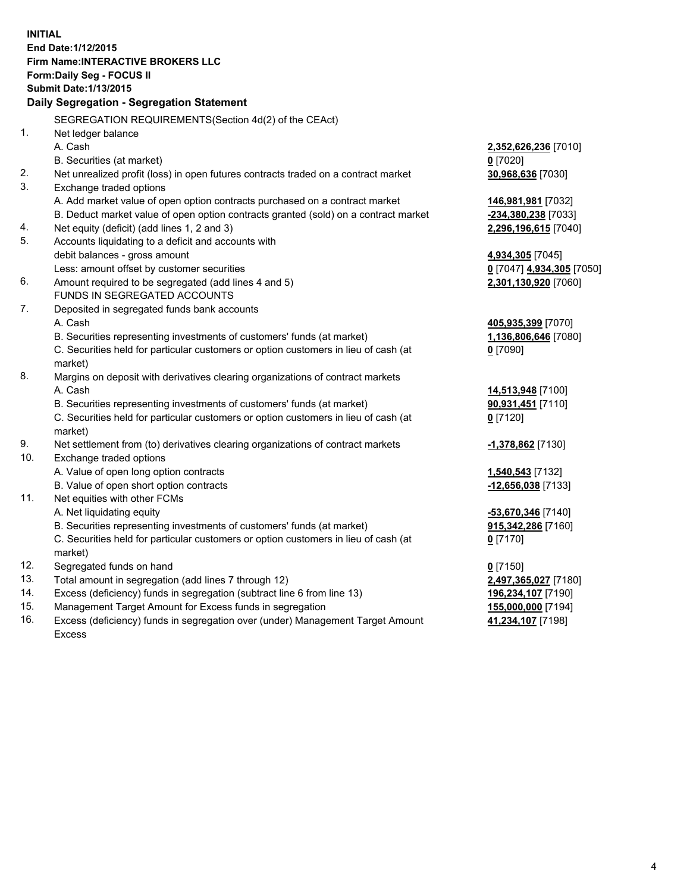**INITIAL**
**End Date:1/12/2015**
**Firm Name:INTERACTIVE BROKERS LLC**
**Form:Daily Seg - FOCUS II**
**Submit Date:1/13/2015**
**Daily Segregation - Segregation Statement**

SEGREGATION REQUIREMENTS(Section 4d(2) of the CEAct)

| | | |
|---|---|---|
| 1. | Net ledger balance | |
| | A. Cash | **2,352,626,236** [7010] |
| | B. Securities (at market) | **0** [7020] |
| 2. | Net unrealized profit (loss) in open futures contracts traded on a contract market | **30,968,636** [7030] |
| 3. | Exchange traded options | |
| | A. Add market value of open option contracts purchased on a contract market | **146,981,981** [7032] |
| | B. Deduct market value of open option contracts granted (sold) on a contract market | **-234,380,238** [7033] |
| 4. | Net equity (deficit) (add lines 1, 2 and 3) | **2,296,196,615** [7040] |
| 5. | Accounts liquidating to a deficit and accounts with debit balances - gross amount | **4,934,305** [7045] |
| | Less: amount offset by customer securities | **0** [7047] **4,934,305** [7050] |
| 6. | Amount required to be segregated (add lines 4 and 5) | **2,301,130,920** [7060] |
| | FUNDS IN SEGREGATED ACCOUNTS | |
| 7. | Deposited in segregated funds bank accounts | |
| | A. Cash | **405,935,399** [7070] |
| | B. Securities representing investments of customers' funds (at market) | **1,136,806,646** [7080] |
| | C. Securities held for particular customers or option customers in lieu of cash (at market) | **0** [7090] |
| 8. | Margins on deposit with derivatives clearing organizations of contract markets | |
| | A. Cash | **14,513,948** [7100] |
| | B. Securities representing investments of customers' funds (at market) | **90,931,451** [7110] |
| | C. Securities held for particular customers or option customers in lieu of cash (at market) | **0** [7120] |
| 9. | Net settlement from (to) derivatives clearing organizations of contract markets | **-1,378,862** [7130] |
| 10. | Exchange traded options | |
| | A. Value of open long option contracts | **1,540,543** [7132] |
| | B. Value of open short option contracts | **-12,656,038** [7133] |
| 11. | Net equities with other FCMs | |
| | A. Net liquidating equity | **-53,670,346** [7140] |
| | B. Securities representing investments of customers' funds (at market) | **915,342,286** [7160] |
| | C. Securities held for particular customers or option customers in lieu of cash (at market) | **0** [7170] |
| 12. | Segregated funds on hand | **0** [7150] |
| 13. | Total amount in segregation (add lines 7 through 12) | **2,497,365,027** [7180] |
| 14. | Excess (deficiency) funds in segregation (subtract line 6 from line 13) | **196,234,107** [7190] |
| 15. | Management Target Amount for Excess funds in segregation | **155,000,000** [7194] |
| 16. | Excess (deficiency) funds in segregation over (under) Management Target Amount Excess | **41,234,107** [7198] |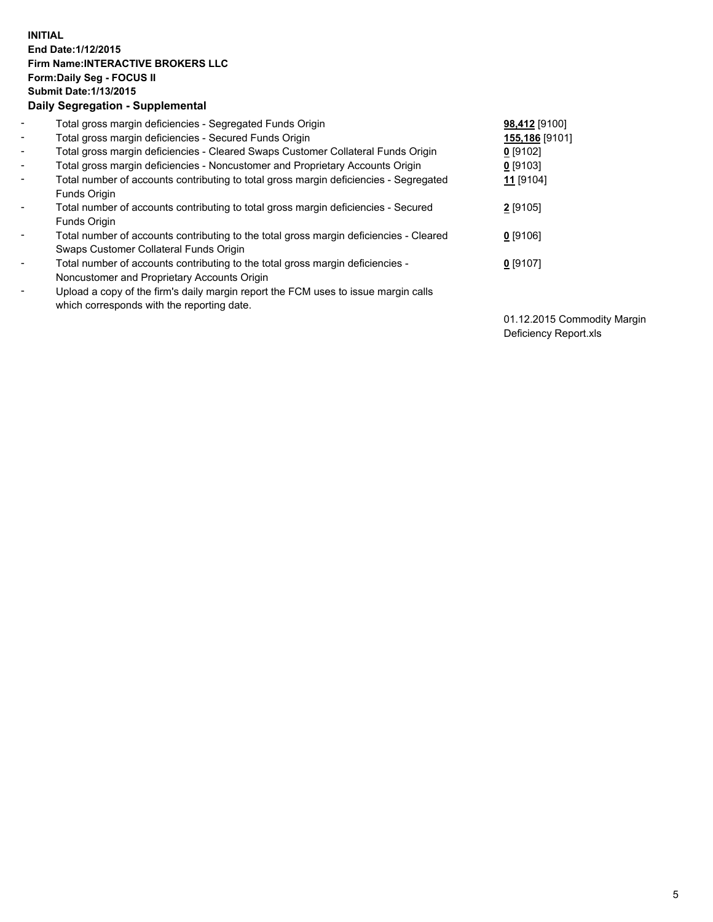**INITIAL**
**End Date:1/12/2015**
**Firm Name:INTERACTIVE BROKERS LLC**
**Form:Daily Seg - FOCUS II**
**Submit Date:1/13/2015**

**Daily Segregation - Supplemental**

| | | |
|---|---|---|
| - | Total gross margin deficiencies - Segregated Funds Origin | **98,412** [9100] |
| - | Total gross margin deficiencies - Secured Funds Origin | **155,186** [9101] |
| - | Total gross margin deficiencies - Cleared Swaps Customer Collateral Funds Origin | **0** [9102] |
| - | Total gross margin deficiencies - Noncustomer and Proprietary Accounts Origin | **0** [9103] |
| - | Total number of accounts contributing to total gross margin deficiencies - Segregated Funds Origin | **11** [9104] |
| - | Total number of accounts contributing to total gross margin deficiencies - Secured Funds Origin | **2** [9105] |
| - | Total number of accounts contributing to the total gross margin deficiencies - Cleared Swaps Customer Collateral Funds Origin | **0** [9106] |
| - | Total number of accounts contributing to the total gross margin deficiencies - Noncustomer and Proprietary Accounts Origin | **0** [9107] |
| - | Upload a copy of the firm's daily margin report the FCM uses to issue margin calls which corresponds with the reporting date. | 01.12.2015 Commodity Margin Deficiency Report.xls |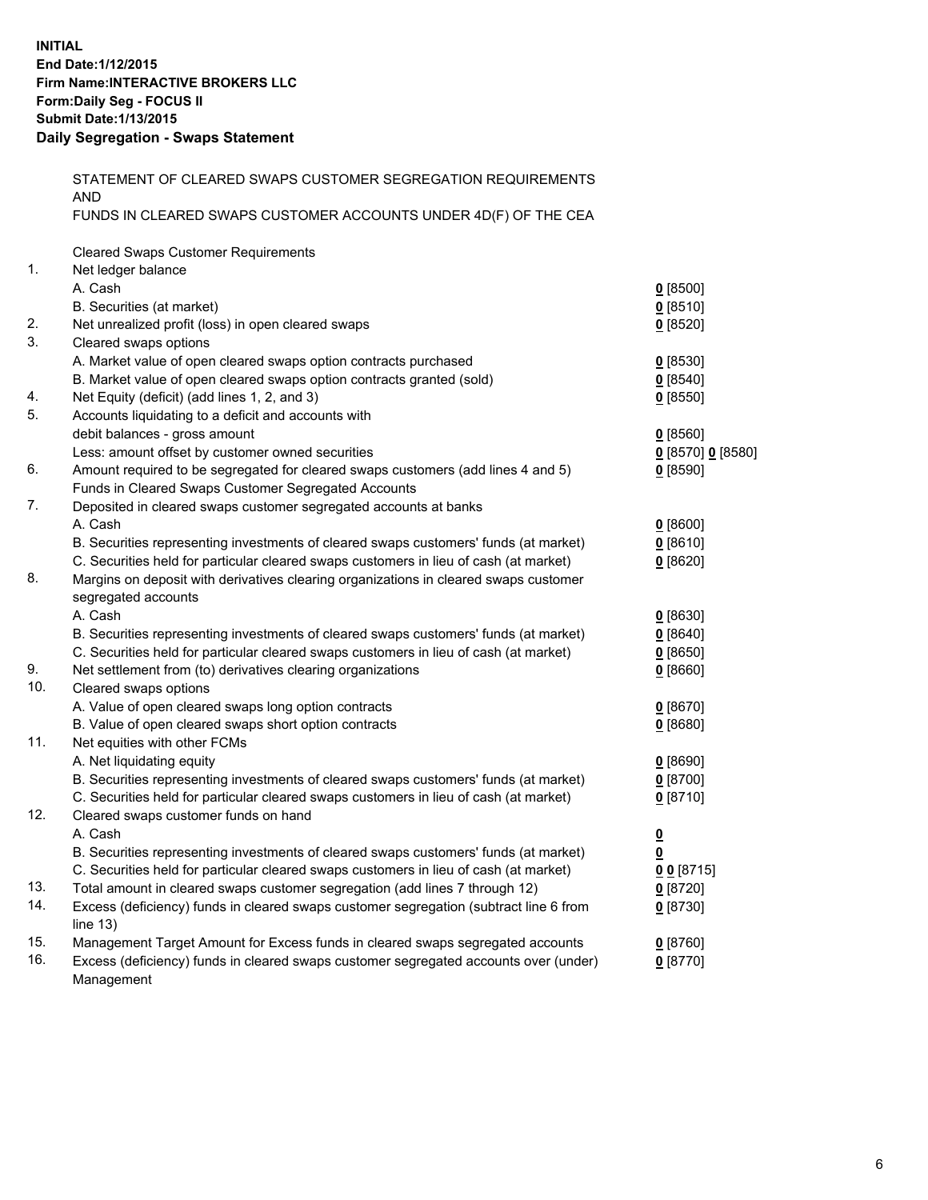**INITIAL**
**End Date:1/12/2015**
**Firm Name:INTERACTIVE BROKERS LLC**
**Form:Daily Seg - FOCUS II**
**Submit Date:1/13/2015**
**Daily Segregation - Swaps Statement**

STATEMENT OF CLEARED SWAPS CUSTOMER SEGREGATION REQUIREMENTS AND FUNDS IN CLEARED SWAPS CUSTOMER ACCOUNTS UNDER 4D(F) OF THE CEA

| | | |
|---|---|---|
| | Cleared Swaps Customer Requirements | |
| 1. | Net ledger balance | |
| | A. Cash | 0 [8500] |
| | B. Securities (at market) | 0 [8510] |
| 2. | Net unrealized profit (loss) in open cleared swaps | 0 [8520] |
| 3. | Cleared swaps options | |
| | A. Market value of open cleared swaps option contracts purchased | 0 [8530] |
| | B. Market value of open cleared swaps option contracts granted (sold) | 0 [8540] |
| 4. | Net Equity (deficit) (add lines 1, 2, and 3) | 0 [8550] |
| 5. | Accounts liquidating to a deficit and accounts with debit balances - gross amount | 0 [8560] |
| | Less: amount offset by customer owned securities | 0 [8570] 0 [8580] |
| 6. | Amount required to be segregated for cleared swaps customers (add lines 4 and 5) | 0 [8590] |
| | Funds in Cleared Swaps Customer Segregated Accounts | |
| 7. | Deposited in cleared swaps customer segregated accounts at banks | |
| | A. Cash | 0 [8600] |
| | B. Securities representing investments of cleared swaps customers' funds (at market) | 0 [8610] |
| | C. Securities held for particular cleared swaps customers in lieu of cash (at market) | 0 [8620] |
| 8. | Margins on deposit with derivatives clearing organizations in cleared swaps customer segregated accounts | |
| | A. Cash | 0 [8630] |
| | B. Securities representing investments of cleared swaps customers' funds (at market) | 0 [8640] |
| | C. Securities held for particular cleared swaps customers in lieu of cash (at market) | 0 [8650] |
| 9. | Net settlement from (to) derivatives clearing organizations | 0 [8660] |
| 10. | Cleared swaps options | |
| | A. Value of open cleared swaps long option contracts | 0 [8670] |
| | B. Value of open cleared swaps short option contracts | 0 [8680] |
| 11. | Net equities with other FCMs | |
| | A. Net liquidating equity | 0 [8690] |
| | B. Securities representing investments of cleared swaps customers' funds (at market) | 0 [8700] |
| | C. Securities held for particular cleared swaps customers in lieu of cash (at market) | 0 [8710] |
| 12. | Cleared swaps customer funds on hand | |
| | A. Cash | 0 |
| | B. Securities representing investments of cleared swaps customers' funds (at market) | 0 |
| | C. Securities held for particular cleared swaps customers in lieu of cash (at market) | 0 0 [8715] |
| 13. | Total amount in cleared swaps customer segregation (add lines 7 through 12) | 0 [8720] |
| 14. | Excess (deficiency) funds in cleared swaps customer segregation (subtract line 6 from line 13) | 0 [8730] |
| 15. | Management Target Amount for Excess funds in cleared swaps segregated accounts | 0 [8760] |
| 16. | Excess (deficiency) funds in cleared swaps customer segregated accounts over (under) Management | 0 [8770] |